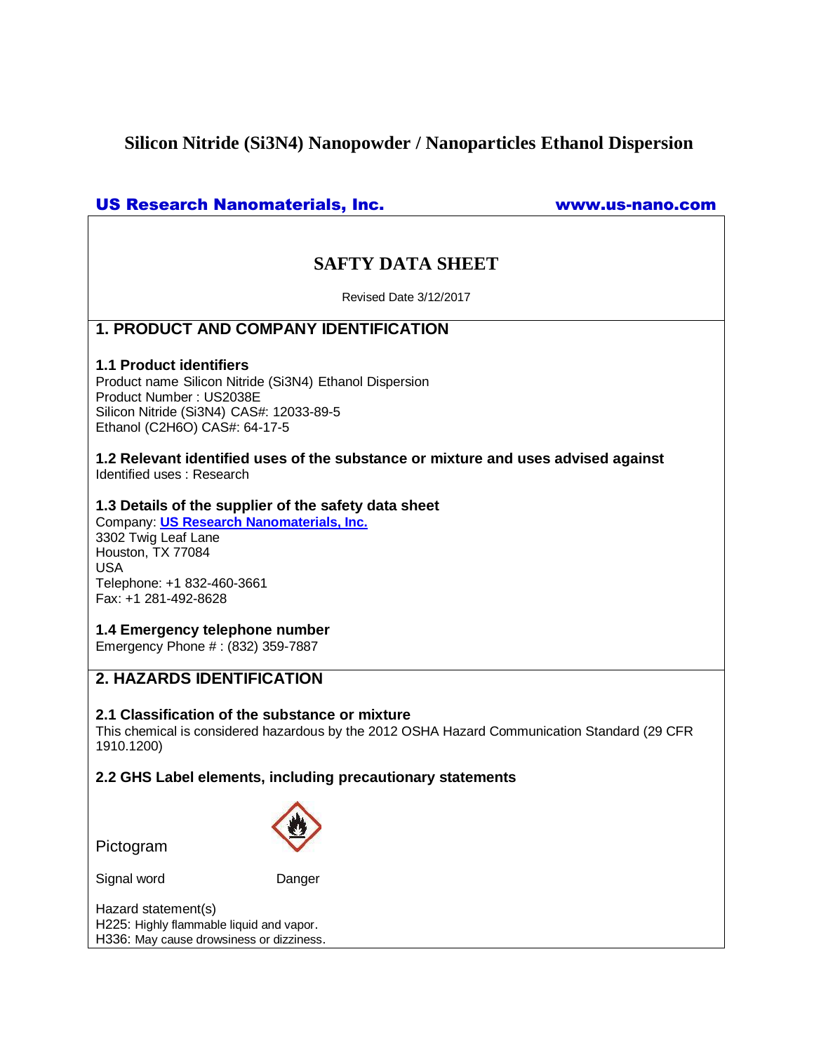# Silicon Nitride ($Si_3N_4$) Nanopowder / Nanoparticles Ethanol Dispersion

**US Research Nanomaterials, Inc.** **www.us-nano.com**

## SAFTY DATA SHEET

Revised Date 3/12/2017

## 1. PRODUCT AND COMPANY IDENTIFICATION

### 1.1 Product identifiers

Product name Silicon Nitride ($Si_3N_4$) Ethanol Dispersion
Product Number : US2038E
Silicon Nitride ($Si_3N_4$) CAS#: 12033-89-5
Ethanol ($C_2H_6O$) CAS#: 64-17-5

### 1.2 Relevant identified uses of the substance or mixture and uses advised against

Identified uses : Research

### 1.3 Details of the supplier of the safety data sheet

Company: **US Research Nanomaterials, Inc.**
3302 Twig Leaf Lane
Houston, TX 77084
USA
Telephone: +1 832-460-3661
Fax: +1 281-492-8628

### 1.4 Emergency telephone number

Emergency Phone # : (832) 359-7887

## 2. HAZARDS IDENTIFICATION

### 2.1 Classification of the substance or mixture

This chemical is considered hazardous by the 2012 OSHA Hazard Communication Standard (29 CFR 1910.1200)

### 2.2 GHS Label elements, including precautionary statements

Pictogram

Signal word Danger

Hazard statement(s)
H225: Highly flammable liquid and vapor.
H336: May cause drowsiness or dizziness.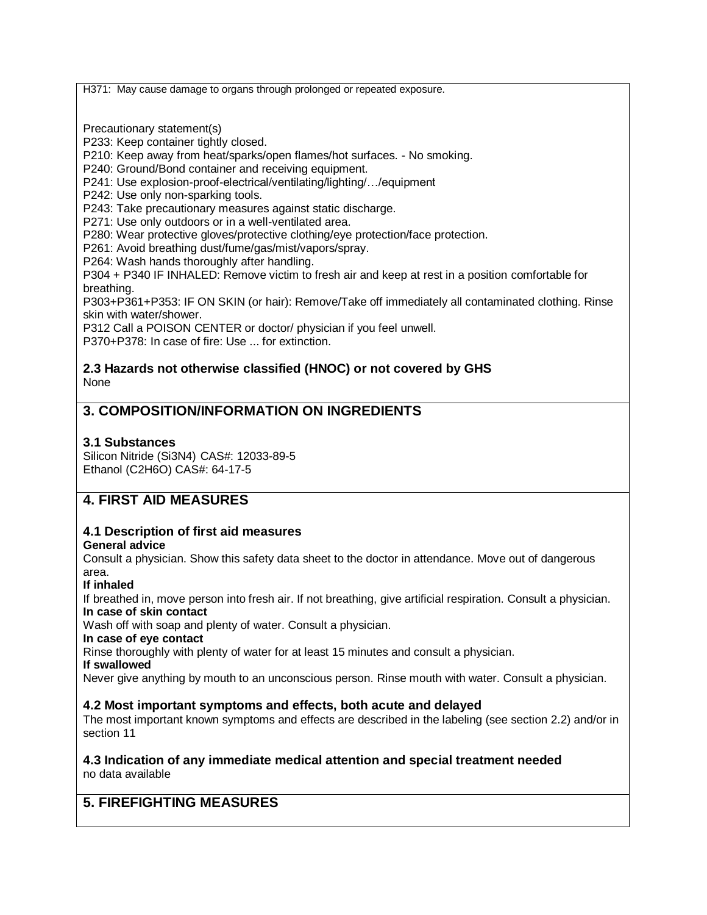H371: May cause damage to organs through prolonged or repeated exposure.

Precautionary statement(s)
P233: Keep container tightly closed.
P210: Keep away from heat/sparks/open flames/hot surfaces. - No smoking.
P240: Ground/Bond container and receiving equipment.
P241: Use explosion-proof-electrical/ventilating/lighting/…/equipment
P242: Use only non-sparking tools.
P243: Take precautionary measures against static discharge.
P271: Use only outdoors or in a well-ventilated area.
P280: Wear protective gloves/protective clothing/eye protection/face protection.
P261: Avoid breathing dust/fume/gas/mist/vapors/spray.
P264: Wash hands thoroughly after handling.
P304 + P340 IF INHALED: Remove victim to fresh air and keep at rest in a position comfortable for breathing.
P303+P361+P353: IF ON SKIN (or hair): Remove/Take off immediately all contaminated clothing. Rinse skin with water/shower.
P312 Call a POISON CENTER or doctor/ physician if you feel unwell.
P370+P378: In case of fire: Use ... for extinction.

### 2.3 Hazards not otherwise classified (HNOC) or not covered by GHS

None

## 3. COMPOSITION/INFORMATION ON INGREDIENTS

### 3.1 Substances

Silicon Nitride ($Si_3N_4$) CAS#: 12033-89-5
Ethanol ($C_2H_6O$) CAS#: 64-17-5

## 4. FIRST AID MEASURES

### 4.1 Description of first aid measures

**General advice**
Consult a physician. Show this safety data sheet to the doctor in attendance. Move out of dangerous area.

**If inhaled**
If breathed in, move person into fresh air. If not breathing, give artificial respiration. Consult a physician.

**In case of skin contact**
Wash off with soap and plenty of water. Consult a physician.

**In case of eye contact**
Rinse thoroughly with plenty of water for at least 15 minutes and consult a physician.

**If swallowed**
Never give anything by mouth to an unconscious person. Rinse mouth with water. Consult a physician.

### 4.2 Most important symptoms and effects, both acute and delayed

The most important known symptoms and effects are described in the labeling (see section 2.2) and/or in section 11

### 4.3 Indication of any immediate medical attention and special treatment needed

no data available

## 5. FIREFIGHTING MEASURES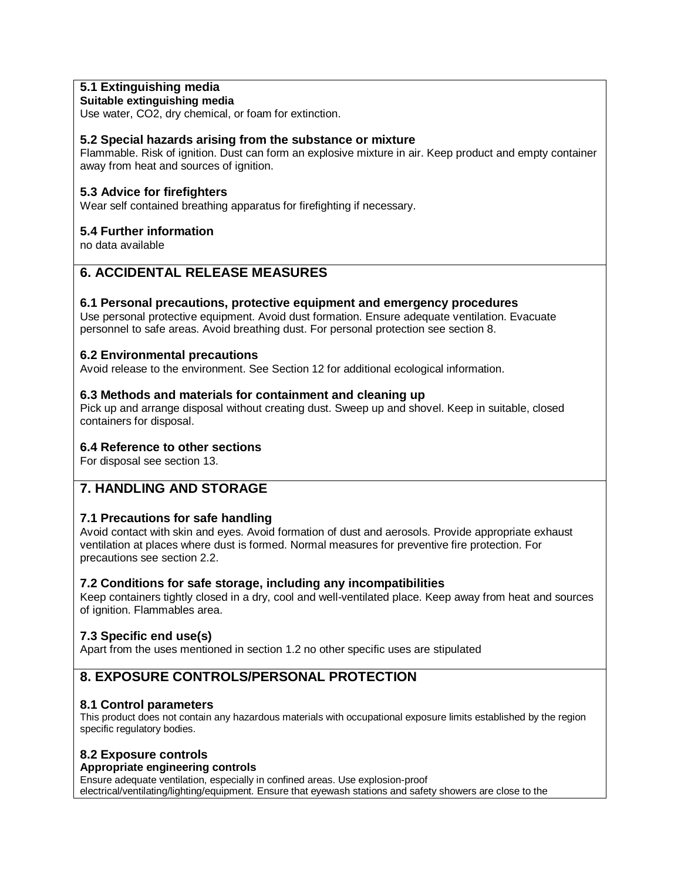### 5.1 Extinguishing media

**Suitable extinguishing media**

Use water, $CO_2$, dry chemical, or foam for extinction.

### 5.2 Special hazards arising from the substance or mixture

Flammable. Risk of ignition. Dust can form an explosive mixture in air. Keep product and empty container away from heat and sources of ignition.

### 5.3 Advice for firefighters

Wear self contained breathing apparatus for firefighting if necessary.

### 5.4 Further information

no data available

## 6. ACCIDENTAL RELEASE MEASURES

### 6.1 Personal precautions, protective equipment and emergency procedures

Use personal protective equipment. Avoid dust formation. Ensure adequate ventilation. Evacuate personnel to safe areas. Avoid breathing dust. For personal protection see section 8.

### 6.2 Environmental precautions

Avoid release to the environment. See Section 12 for additional ecological information.

### 6.3 Methods and materials for containment and cleaning up

Pick up and arrange disposal without creating dust. Sweep up and shovel. Keep in suitable, closed containers for disposal.

### 6.4 Reference to other sections

For disposal see section 13.

## 7. HANDLING AND STORAGE

### 7.1 Precautions for safe handling

Avoid contact with skin and eyes. Avoid formation of dust and aerosols. Provide appropriate exhaust ventilation at places where dust is formed. Normal measures for preventive fire protection. For precautions see section 2.2.

### 7.2 Conditions for safe storage, including any incompatibilities

Keep containers tightly closed in a dry, cool and well-ventilated place. Keep away from heat and sources of ignition. Flammables area.

### 7.3 Specific end use(s)

Apart from the uses mentioned in section 1.2 no other specific uses are stipulated

## 8. EXPOSURE CONTROLS/PERSONAL PROTECTION

### 8.1 Control parameters

This product does not contain any hazardous materials with occupational exposure limits established by the region specific regulatory bodies.

### 8.2 Exposure controls

**Appropriate engineering controls**

Ensure adequate ventilation, especially in confined areas. Use explosion-proof electrical/ventilating/lighting/equipment. Ensure that eyewash stations and safety showers are close to the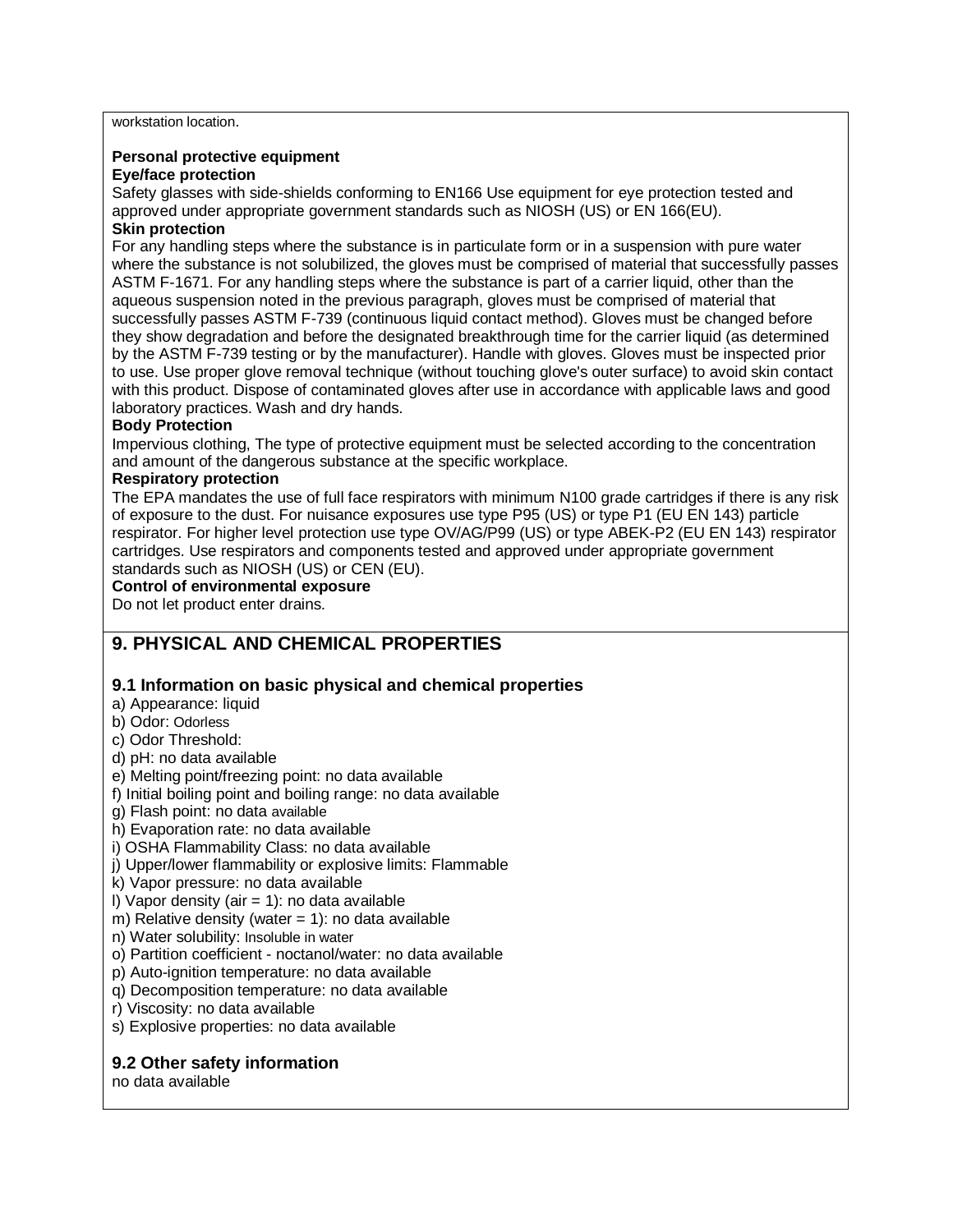workstation location.

**Personal protective equipment**

**Eye/face protection**

Safety glasses with side-shields conforming to EN166 Use equipment for eye protection tested and approved under appropriate government standards such as NIOSH (US) or EN 166(EU).

**Skin protection**

For any handling steps where the substance is in particulate form or in a suspension with pure water where the substance is not solubilized, the gloves must be comprised of material that successfully passes ASTM F-1671. For any handling steps where the substance is part of a carrier liquid, other than the aqueous suspension noted in the previous paragraph, gloves must be comprised of material that successfully passes ASTM F-739 (continuous liquid contact method). Gloves must be changed before they show degradation and before the designated breakthrough time for the carrier liquid (as determined by the ASTM F-739 testing or by the manufacturer). Handle with gloves. Gloves must be inspected prior to use. Use proper glove removal technique (without touching glove's outer surface) to avoid skin contact with this product. Dispose of contaminated gloves after use in accordance with applicable laws and good laboratory practices. Wash and dry hands.

**Body Protection**

Impervious clothing, The type of protective equipment must be selected according to the concentration and amount of the dangerous substance at the specific workplace.

**Respiratory protection**

The EPA mandates the use of full face respirators with minimum N100 grade cartridges if there is any risk of exposure to the dust. For nuisance exposures use type P95 (US) or type P1 (EU EN 143) particle respirator. For higher level protection use type OV/AG/P99 (US) or type ABEK-P2 (EU EN 143) respirator cartridges. Use respirators and components tested and approved under appropriate government standards such as NIOSH (US) or CEN (EU).

**Control of environmental exposure**

Do not let product enter drains.

## 9. PHYSICAL AND CHEMICAL PROPERTIES

### 9.1 Information on basic physical and chemical properties

a) Appearance: liquid
b) Odor: Odorless
c) Odor Threshold:
d) pH: no data available
e) Melting point/freezing point: no data available
f) Initial boiling point and boiling range: no data available
g) Flash point: no data available
h) Evaporation rate: no data available
i) OSHA Flammability Class: no data available
j) Upper/lower flammability or explosive limits: Flammable
k) Vapor pressure: no data available
l) Vapor density (air = 1): no data available
m) Relative density (water = 1): no data available
n) Water solubility: Insoluble in water
o) Partition coefficient - noctanol/water: no data available
p) Auto-ignition temperature: no data available
q) Decomposition temperature: no data available
r) Viscosity: no data available
s) Explosive properties: no data available

### 9.2 Other safety information

no data available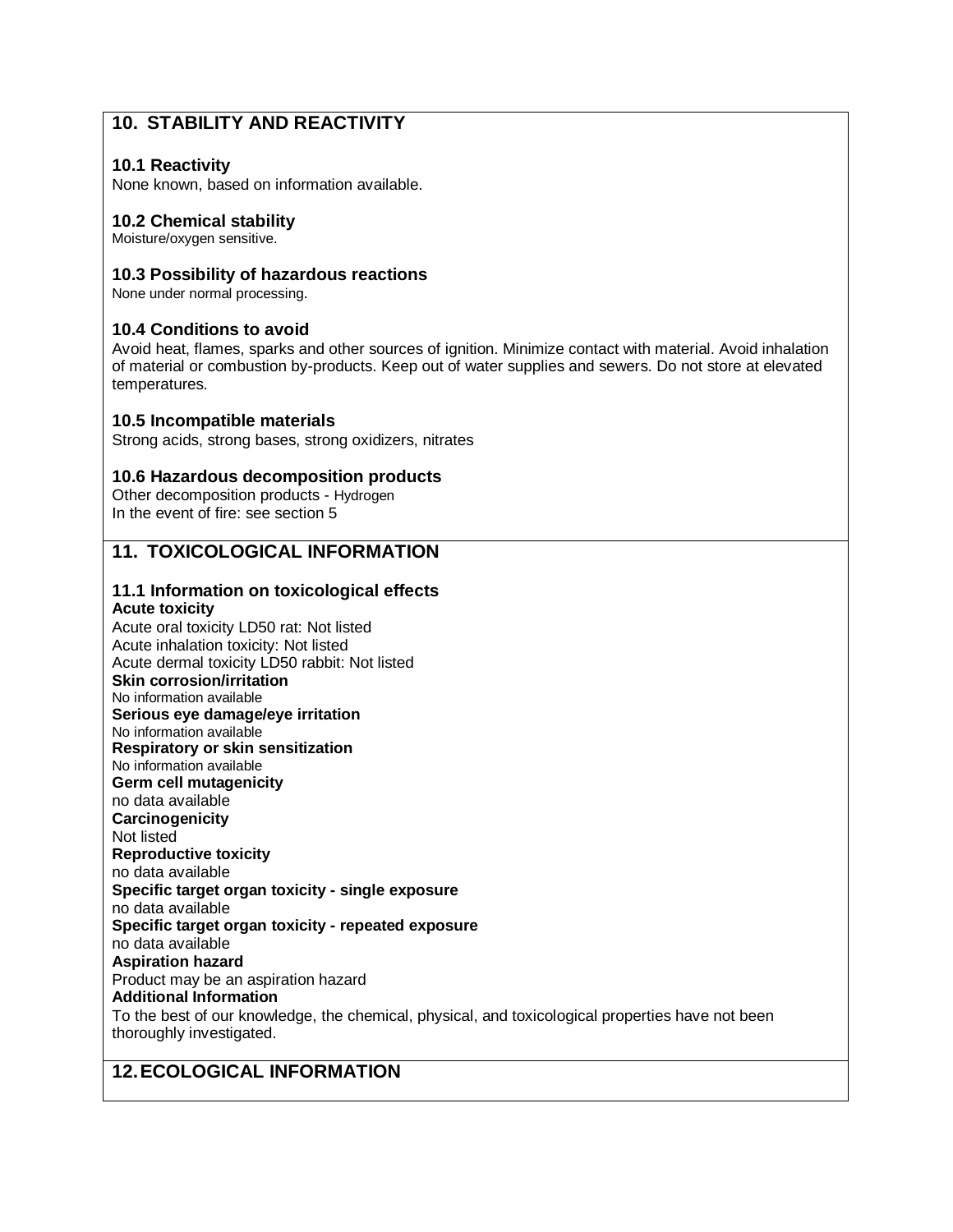## 10. STABILITY AND REACTIVITY

### 10.1 Reactivity

None known, based on information available.

### 10.2 Chemical stability

Moisture/oxygen sensitive.

### 10.3 Possibility of hazardous reactions

None under normal processing.

### 10.4 Conditions to avoid

Avoid heat, flames, sparks and other sources of ignition. Minimize contact with material. Avoid inhalation of material or combustion by-products. Keep out of water supplies and sewers. Do not store at elevated temperatures.

### 10.5 Incompatible materials

Strong acids, strong bases, strong oxidizers, nitrates

### 10.6 Hazardous decomposition products

Other decomposition products - Hydrogen
In the event of fire: see section 5

## 11. TOXICOLOGICAL INFORMATION

### 11.1 Information on toxicological effects

**Acute toxicity**
Acute oral toxicity LD50 rat: Not listed
Acute inhalation toxicity: Not listed
Acute dermal toxicity LD50 rabbit: Not listed
**Skin corrosion/irritation**
No information available
**Serious eye damage/eye irritation**
No information available
**Respiratory or skin sensitization**
No information available
**Germ cell mutagenicity**
no data available
**Carcinogenicity**
Not listed
**Reproductive toxicity**
no data available
**Specific target organ toxicity - single exposure**
no data available
**Specific target organ toxicity - repeated exposure**
no data available
**Aspiration hazard**
Product may be an aspiration hazard
**Additional Information**
To the best of our knowledge, the chemical, physical, and toxicological properties have not been thoroughly investigated.

## 12. ECOLOGICAL INFORMATION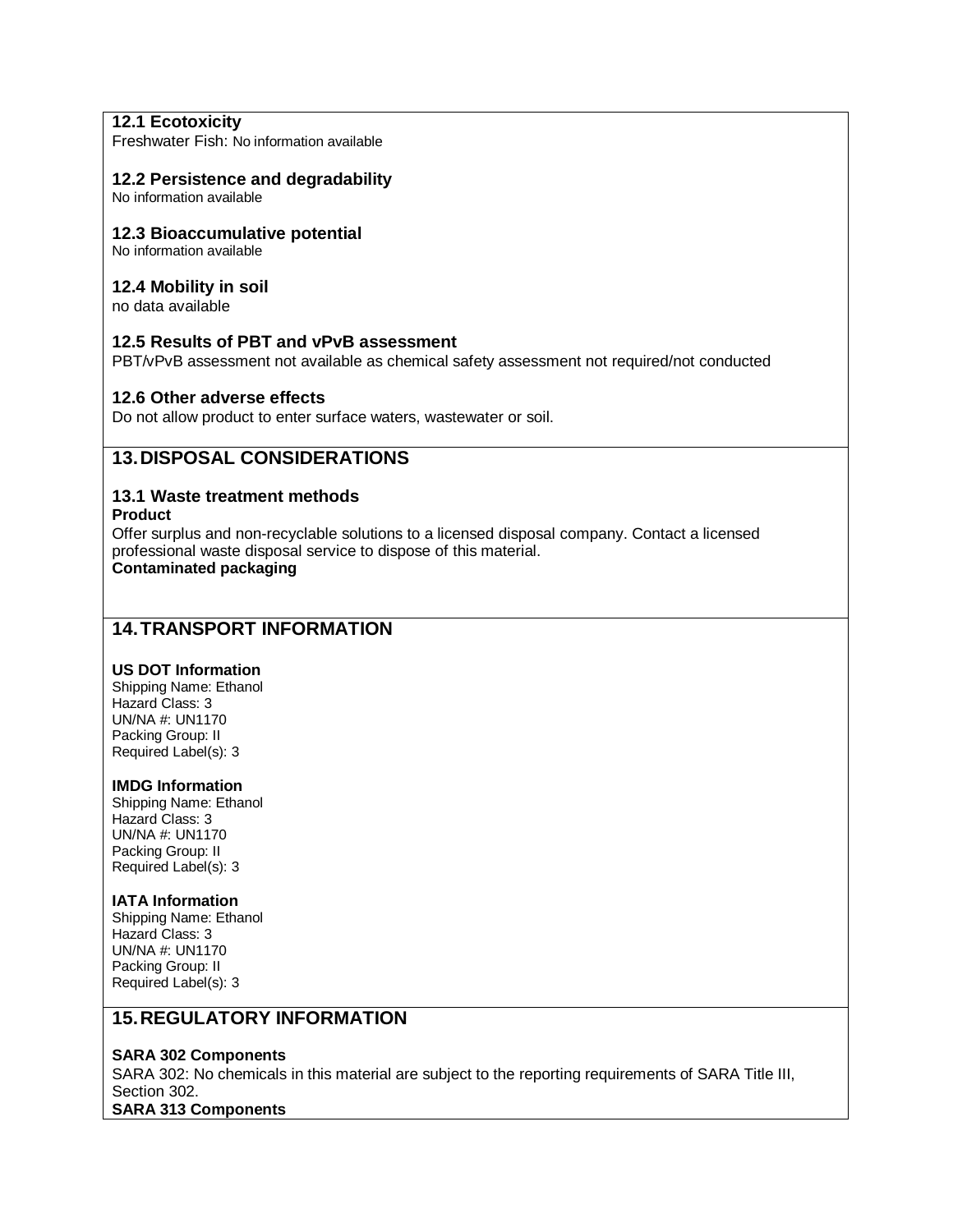### 12.1 Ecotoxicity

Freshwater Fish: No information available

### 12.2 Persistence and degradability

No information available

### 12.3 Bioaccumulative potential

No information available

### 12.4 Mobility in soil

no data available

### 12.5 Results of PBT and vPvB assessment

PBT/vPvB assessment not available as chemical safety assessment not required/not conducted

### 12.6 Other adverse effects

Do not allow product to enter surface waters, wastewater or soil.

## 13. DISPOSAL CONSIDERATIONS

### 13.1 Waste treatment methods

**Product**

Offer surplus and non-recyclable solutions to a licensed disposal company. Contact a licensed professional waste disposal service to dispose of this material.

**Contaminated packaging**

## 14. TRANSPORT INFORMATION

**US DOT Information**

Shipping Name: Ethanol
Hazard Class: 3
UN/NA #: UN1170
Packing Group: II
Required Label(s): 3

**IMDG Information**

Shipping Name: Ethanol
Hazard Class: 3
UN/NA #: UN1170
Packing Group: II
Required Label(s): 3

**IATA Information**

Shipping Name: Ethanol
Hazard Class: 3
UN/NA #: UN1170
Packing Group: II
Required Label(s): 3

## 15. REGULATORY INFORMATION

**SARA 302 Components**

SARA 302: No chemicals in this material are subject to the reporting requirements of SARA Title III, Section 302.

**SARA 313 Components**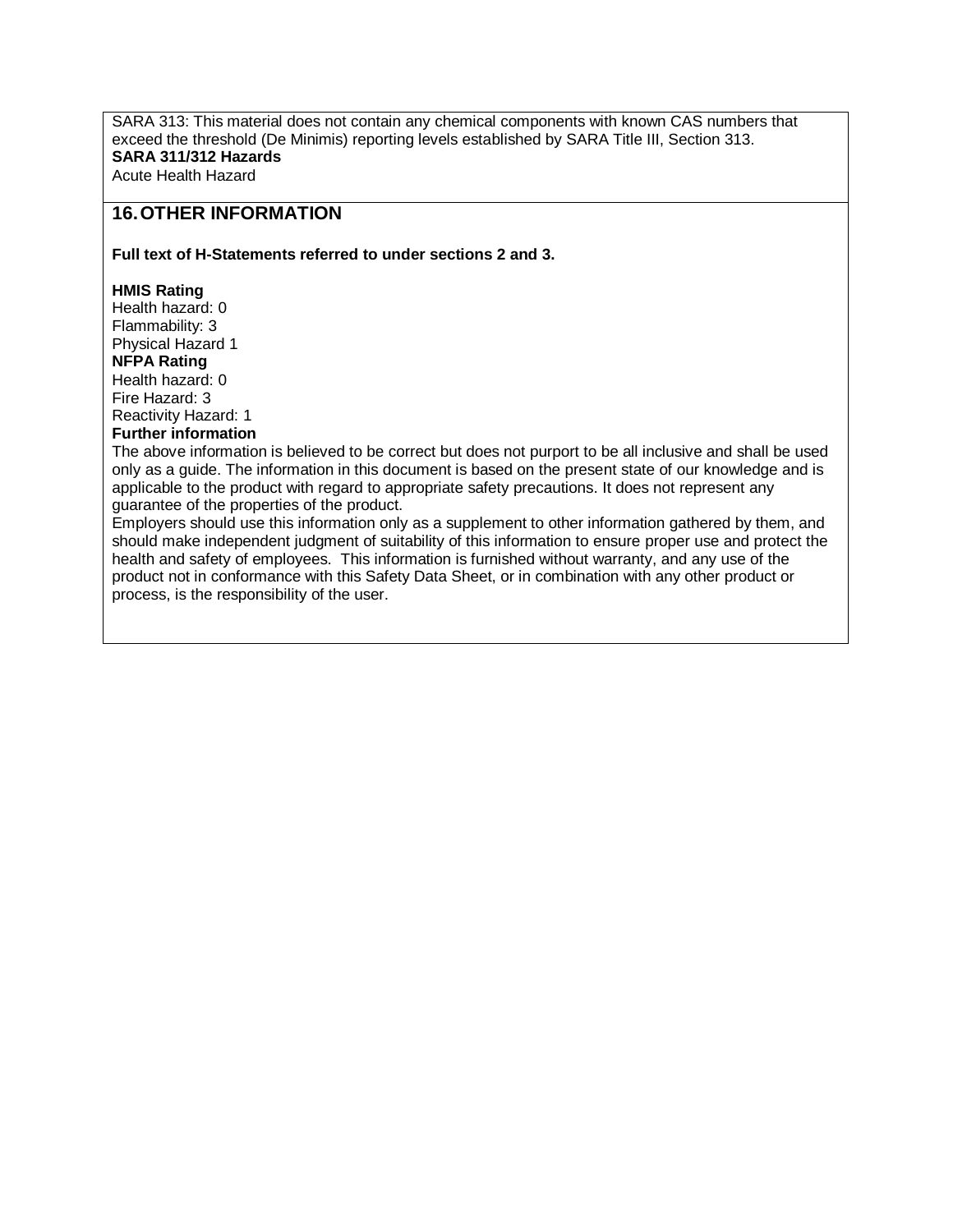SARA 313: This material does not contain any chemical components with known CAS numbers that exceed the threshold (De Minimis) reporting levels established by SARA Title III, Section 313.

**SARA 311/312 Hazards**

Acute Health Hazard

## 16. OTHER INFORMATION

**Full text of H-Statements referred to under sections 2 and 3.**

**HMIS Rating**

Health hazard: 0
Flammability: 3
Physical Hazard 1

**NFPA Rating**

Health hazard: 0
Fire Hazard: 3
Reactivity Hazard: 1

**Further information**

The above information is believed to be correct but does not purport to be all inclusive and shall be used only as a guide. The information in this document is based on the present state of our knowledge and is applicable to the product with regard to appropriate safety precautions. It does not represent any guarantee of the properties of the product.

Employers should use this information only as a supplement to other information gathered by them, and should make independent judgment of suitability of this information to ensure proper use and protect the health and safety of employees. This information is furnished without warranty, and any use of the product not in conformance with this Safety Data Sheet, or in combination with any other product or process, is the responsibility of the user.